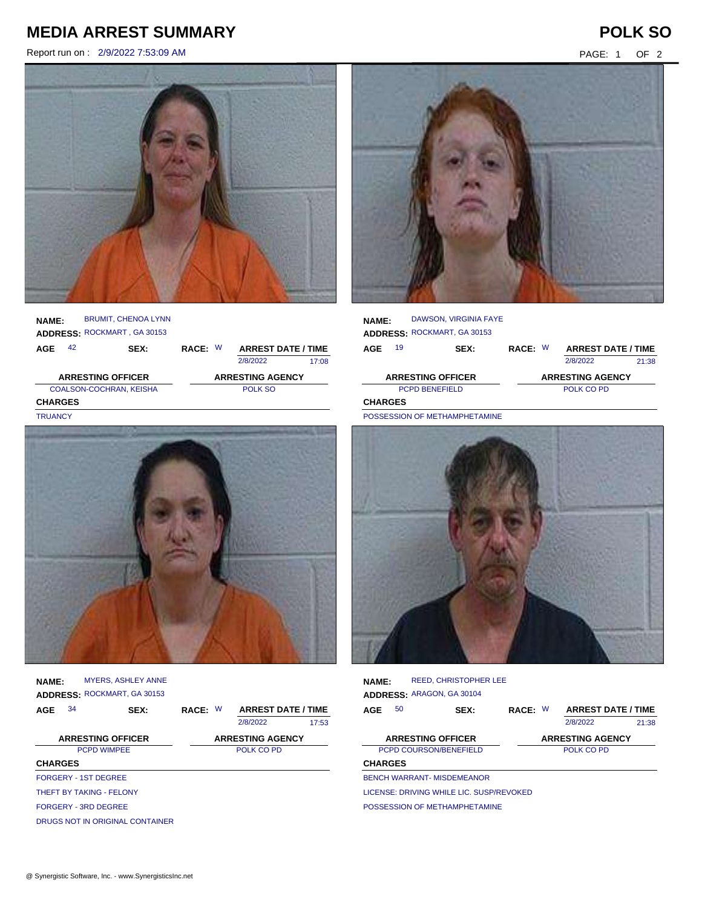# MEDIA ARREST SUMMARY

Report run on : 2/9/2022 7:53:09 AM

**POLK SO**

**NAME:** BRUMIT, CHENOA LYNN
**ADDRESS:** ROCKMART , GA 30153

| AGE | SEX: | RACE: | ARREST DATE / TIME | |
|---|---|---|---|---|
| 42 | | W | 2/8/2022 | 17:08 |

| ARRESTING OFFICER | ARRESTING AGENCY |
|---|---|
| COALSON-COCHRAN, KEISHA | POLK SO |

**CHARGES**

TRUANCY

**NAME:** DAWSON, VIRGINIA FAYE
**ADDRESS:** ROCKMART, GA 30153

| AGE | SEX: | RACE: | ARREST DATE / TIME | |
|---|---|---|---|---|
| 19 | | W | 2/8/2022 | 21:38 |

| ARRESTING OFFICER | ARRESTING AGENCY |
|---|---|
| PCPD BENEFIELD | POLK CO PD |

**CHARGES**

POSSESSION OF METHAMPHETAMINE

**NAME:** MYERS, ASHLEY ANNE
**ADDRESS:** ROCKMART, GA 30153

| AGE | SEX: | RACE: | ARREST DATE / TIME | |
|---|---|---|---|---|
| 34 | | W | 2/8/2022 | 17:53 |

| ARRESTING OFFICER | ARRESTING AGENCY |
|---|---|
| PCPD WIMPEE | POLK CO PD |

**CHARGES**

FORGERY - 1ST DEGREE

THEFT BY TAKING - FELONY

FORGERY - 3RD DEGREE

DRUGS NOT IN ORIGINAL CONTAINER

**NAME:** REED, CHRISTOPHER LEE
**ADDRESS:** ARAGON, GA 30104

| AGE | SEX: | RACE: | ARREST DATE / TIME | |
|---|---|---|---|---|
| 50 | | W | 2/8/2022 | 21:38 |

| ARRESTING OFFICER | ARRESTING AGENCY |
|---|---|
| PCPD COURSON/BENEFIELD | POLK CO PD |

**CHARGES**

BENCH WARRANT- MISDEMEANOR

LICENSE: DRIVING WHILE LIC. SUSP/REVOKED

POSSESSION OF METHAMPHETAMINE

@ Synergistic Software, Inc. - www.SynergisticsInc.net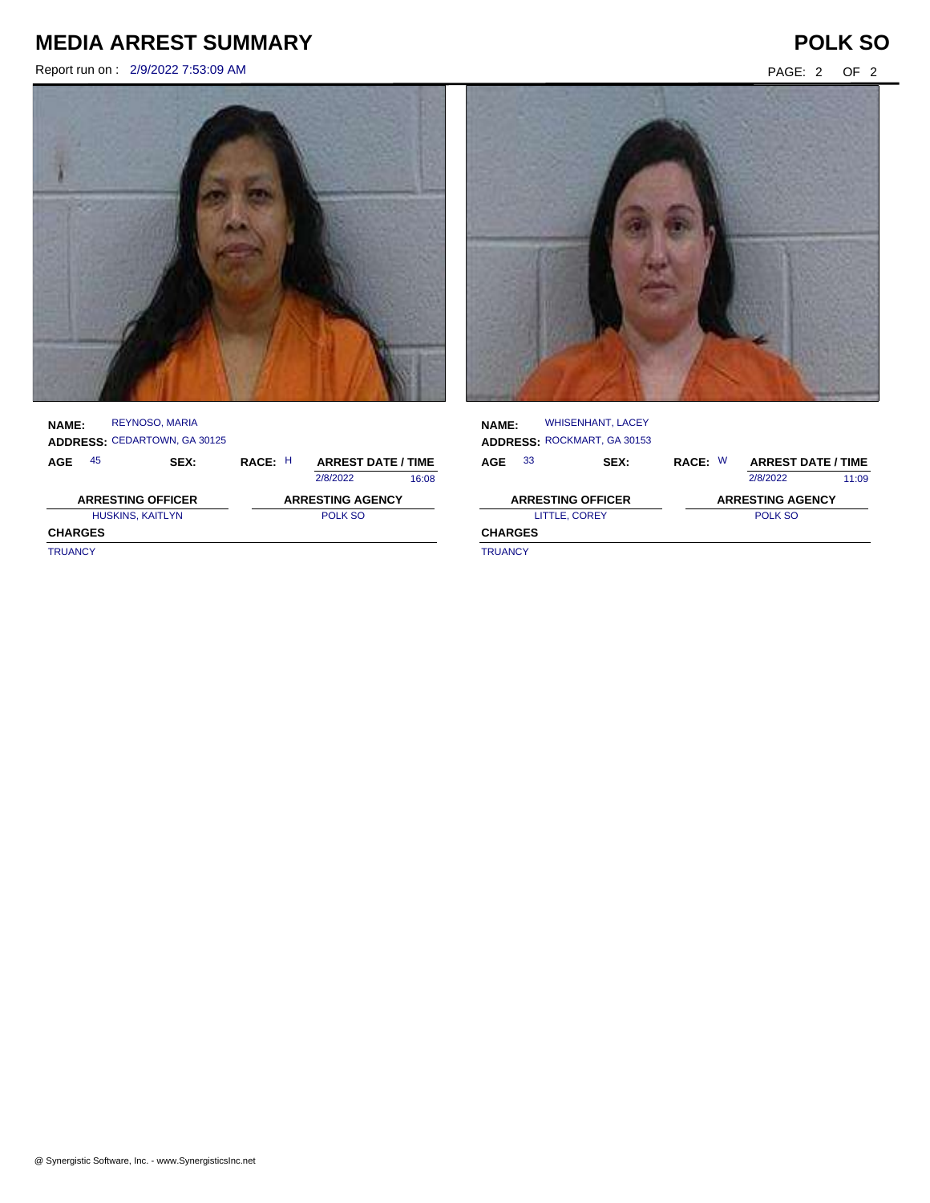# MEDIA ARREST SUMMARY

# POLK SO

Report run on : 2/9/2022 7:53:09 AM

**NAME:** REYNOSO, MARIA
**ADDRESS:** CEDARTOWN, GA 30125

| AGE | SEX: | RACE: | ARREST DATE / TIME | |
|---|---|---|---|---|
| 45 | | H | 2/8/2022 | 16:08 |

| ARRESTING OFFICER | ARRESTING AGENCY |
|---|---|
| HUSKINS, KAITLYN | POLK SO |

**CHARGES**

TRUANCY

**NAME:** WHISENHANT, LACEY
**ADDRESS:** ROCKMART, GA 30153

| AGE | SEX: | RACE: | ARREST DATE / TIME | |
|---|---|---|---|---|
| 33 | | W | 2/8/2022 | 11:09 |

| ARRESTING OFFICER | ARRESTING AGENCY |
|---|---|
| LITTLE, COREY | POLK SO |

**CHARGES**

TRUANCY

@ Synergistic Software, Inc. - www.SynergisticsInc.net